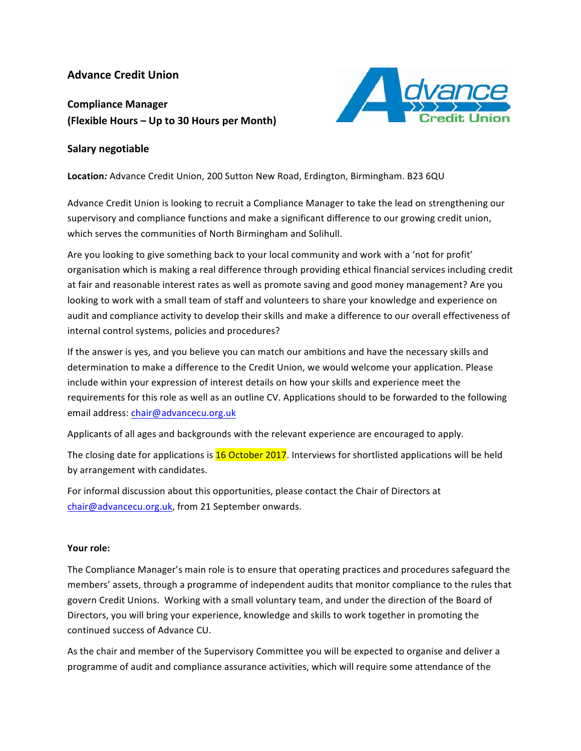# Advance Credit Union

**Compliance Manager**
**(Flexible Hours – Up to 30 Hours per Month)**

**Salary negotiable**

**Location:** Advance Credit Union, 200 Sutton New Road, Erdington, Birmingham. B23 6QU

Advance Credit Union is looking to recruit a Compliance Manager to take the lead on strengthening our supervisory and compliance functions and make a significant difference to our growing credit union, which serves the communities of North Birmingham and Solihull.

Are you looking to give something back to your local community and work with a 'not for profit' organisation which is making a real difference through providing ethical financial services including credit at fair and reasonable interest rates as well as promote saving and good money management? Are you looking to work with a small team of staff and volunteers to share your knowledge and experience on audit and compliance activity to develop their skills and make a difference to our overall effectiveness of internal control systems, policies and procedures?

If the answer is yes, and you believe you can match our ambitions and have the necessary skills and determination to make a difference to the Credit Union, we would welcome your application. Please include within your expression of interest details on how your skills and experience meet the requirements for this role as well as an outline CV. Applications should to be forwarded to the following email address: chair@advancecu.org.uk

Applicants of all ages and backgrounds with the relevant experience are encouraged to apply.

The closing date for applications is 16 October 2017. Interviews for shortlisted applications will be held by arrangement with candidates.

For informal discussion about this opportunities, please contact the Chair of Directors at chair@advancecu.org.uk, from 21 September onwards.

**Your role:**

The Compliance Manager's main role is to ensure that operating practices and procedures safeguard the members' assets, through a programme of independent audits that monitor compliance to the rules that govern Credit Unions. Working with a small voluntary team, and under the direction of the Board of Directors, you will bring your experience, knowledge and skills to work together in promoting the continued success of Advance CU.

As the chair and member of the Supervisory Committee you will be expected to organise and deliver a programme of audit and compliance assurance activities, which will require some attendance of the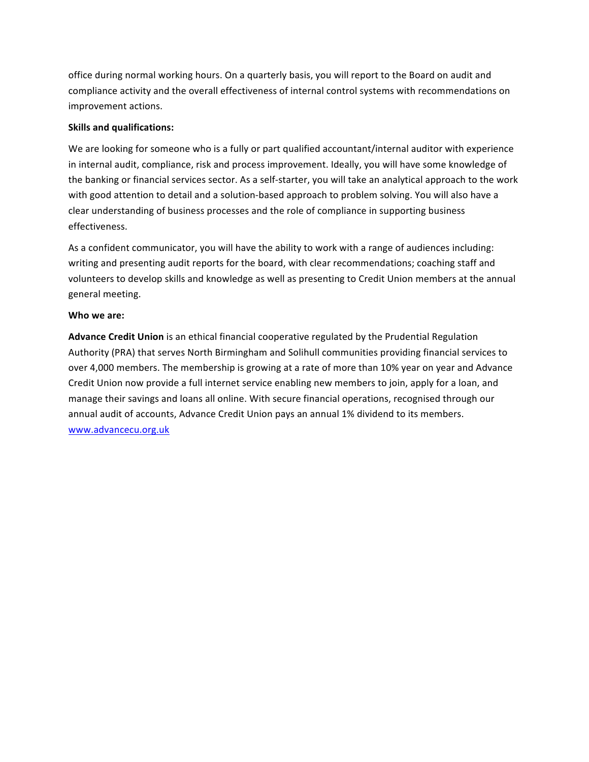office during normal working hours. On a quarterly basis, you will report to the Board on audit and compliance activity and the overall effectiveness of internal control systems with recommendations on improvement actions.

**Skills and qualifications:**

We are looking for someone who is a fully or part qualified accountant/internal auditor with experience in internal audit, compliance, risk and process improvement. Ideally, you will have some knowledge of the banking or financial services sector. As a self-starter, you will take an analytical approach to the work with good attention to detail and a solution-based approach to problem solving. You will also have a clear understanding of business processes and the role of compliance in supporting business effectiveness.

As a confident communicator, you will have the ability to work with a range of audiences including: writing and presenting audit reports for the board, with clear recommendations; coaching staff and volunteers to develop skills and knowledge as well as presenting to Credit Union members at the annual general meeting.

**Who we are:**

**Advance Credit Union** is an ethical financial cooperative regulated by the Prudential Regulation Authority (PRA) that serves North Birmingham and Solihull communities providing financial services to over 4,000 members. The membership is growing at a rate of more than 10% year on year and Advance Credit Union now provide a full internet service enabling new members to join, apply for a loan, and manage their savings and loans all online. With secure financial operations, recognised through our annual audit of accounts, Advance Credit Union pays an annual 1% dividend to its members. [www.advancecu.org.uk](http://www.advancecu.org.uk)